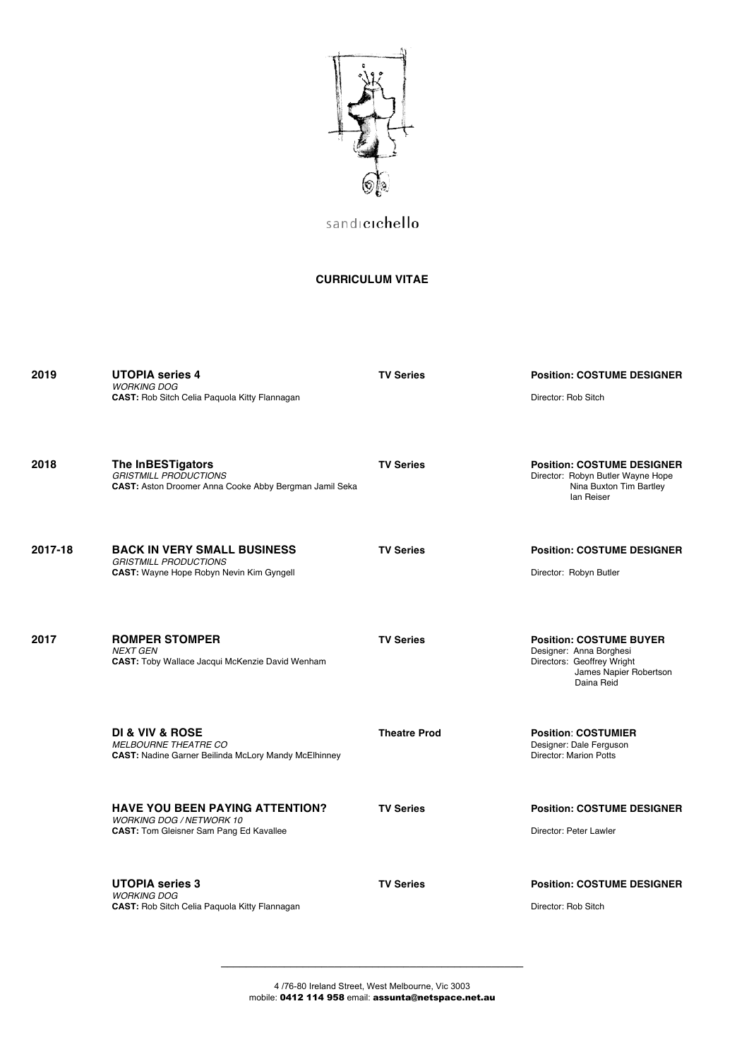sandicichello

**CURRICULUM VITAE**

| Year | Production | Type | Position |
|---|---|---|---|
| **2019** | **UTOPIA series 4**<br>*WORKING DOG*<br>**CAST:** Rob Sitch Celia Paquola Kitty Flannagan | **TV Series** | **Position: COSTUME DESIGNER**<br>Director: Rob Sitch |
| **2018** | **The InBESTigators**<br>*GRISTMILL PRODUCTIONS*<br>**CAST:** Aston Droomer Anna Cooke Abby Bergman Jamil Seka | **TV Series** | **Position: COSTUME DESIGNER**<br>Director: Robyn Butler Wayne Hope Nina Buxton Tim Bartley Ian Reiser |
| **2017-18** | **BACK IN VERY SMALL BUSINESS**<br>*GRISTMILL PRODUCTIONS*<br>**CAST:** Wayne Hope Robyn Nevin Kim Gyngell | **TV Series** | **Position: COSTUME DESIGNER**<br>Director: Robyn Butler |
| **2017** | **ROMPER STOMPER**<br>*NEXT GEN*<br>**CAST:** Toby Wallace Jacqui McKenzie David Wenham | **TV Series** | **Position: COSTUME BUYER**<br>Designer: Anna Borghesi<br>Directors: Geoffrey Wright James Napier Robertson Daina Reid |
| | **DI & VIV & ROSE**<br>*MELBOURNE THEATRE CO*<br>**CAST:** Nadine Garner Beilinda McLory Mandy McElhinney | **Theatre Prod** | **Position: COSTUMIER**<br>Designer: Dale Ferguson<br>Director: Marion Potts |
| | **HAVE YOU BEEN PAYING ATTENTION?**<br>*WORKING DOG / NETWORK 10*<br>**CAST:** Tom Gleisner Sam Pang Ed Kavallee | **TV Series** | **Position: COSTUME DESIGNER**<br>Director: Peter Lawler |
| | **UTOPIA series 3**<br>*WORKING DOG*<br>**CAST:** Rob Sitch Celia Paquola Kitty Flannagan | **TV Series** | **Position: COSTUME DESIGNER**<br>Director: Rob Sitch |

4 /76-80 Ireland Street, West Melbourne, Vic 3003
mobile: **0412 114 958** email: **assunta@netspace.net.au**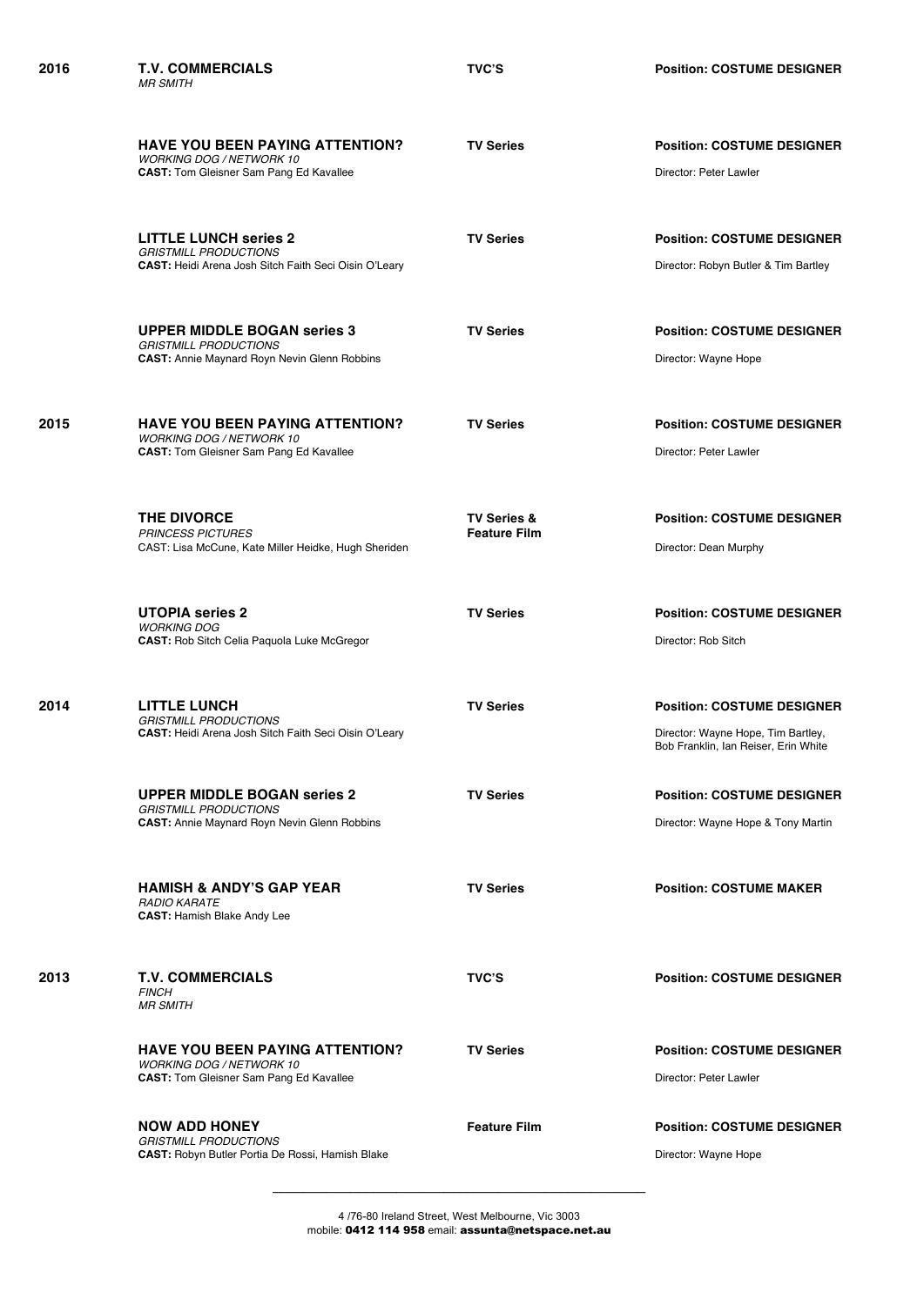**2016**

**T.V. COMMERCIALS** — **TVC'S** — **Position: COSTUME DESIGNER**
*MR SMITH*

**HAVE YOU BEEN PAYING ATTENTION?** — **TV Series** — **Position: COSTUME DESIGNER**
*WORKING DOG / NETWORK 10*
**CAST:** Tom Gleisner Sam Pang Ed Kavallee
Director: Peter Lawler

**LITTLE LUNCH series 2** — **TV Series** — **Position: COSTUME DESIGNER**
*GRISTMILL PRODUCTIONS*
**CAST:** Heidi Arena Josh Sitch Faith Seci Oisin O'Leary
Director: Robyn Butler & Tim Bartley

**UPPER MIDDLE BOGAN series 3** — **TV Series** — **Position: COSTUME DESIGNER**
*GRISTMILL PRODUCTIONS*
**CAST:** Annie Maynard Royn Nevin Glenn Robbins
Director: Wayne Hope

**2015**

**HAVE YOU BEEN PAYING ATTENTION?** — **TV Series** — **Position: COSTUME DESIGNER**
*WORKING DOG / NETWORK 10*
**CAST:** Tom Gleisner Sam Pang Ed Kavallee
Director: Peter Lawler

**THE DIVORCE** — **TV Series & Feature Film** — **Position: COSTUME DESIGNER**
*PRINCESS PICTURES*
CAST: Lisa McCune, Kate Miller Heidke, Hugh Sheriden
Director: Dean Murphy

**UTOPIA series 2** — **TV Series** — **Position: COSTUME DESIGNER**
*WORKING DOG*
**CAST:** Rob Sitch Celia Paquola Luke McGregor
Director: Rob Sitch

**2014**

**LITTLE LUNCH** — **TV Series** — **Position: COSTUME DESIGNER**
*GRISTMILL PRODUCTIONS*
**CAST:** Heidi Arena Josh Sitch Faith Seci Oisin O'Leary
Director: Wayne Hope, Tim Bartley, Bob Franklin, Ian Reiser, Erin White

**UPPER MIDDLE BOGAN series 2** — **TV Series** — **Position: COSTUME DESIGNER**
*GRISTMILL PRODUCTIONS*
**CAST:** Annie Maynard Royn Nevin Glenn Robbins
Director: Wayne Hope & Tony Martin

**HAMISH & ANDY'S GAP YEAR** — **TV Series** — **Position: COSTUME MAKER**
*RADIO KARATE*
**CAST:** Hamish Blake Andy Lee

**2013**

**T.V. COMMERCIALS** — **TVC'S** — **Position: COSTUME DESIGNER**
*FINCH*
*MR SMITH*

**HAVE YOU BEEN PAYING ATTENTION?** — **TV Series** — **Position: COSTUME DESIGNER**
*WORKING DOG / NETWORK 10*
**CAST:** Tom Gleisner Sam Pang Ed Kavallee
Director: Peter Lawler

**NOW ADD HONEY** — **Feature Film** — **Position: COSTUME DESIGNER**
*GRISTMILL PRODUCTIONS*
**CAST:** Robyn Butler Portia De Rossi, Hamish Blake
Director: Wayne Hope

---

4 /76-80 Ireland Street, West Melbourne, Vic 3003
mobile: **0412 114 958** email: **assunta@netspace.net.au**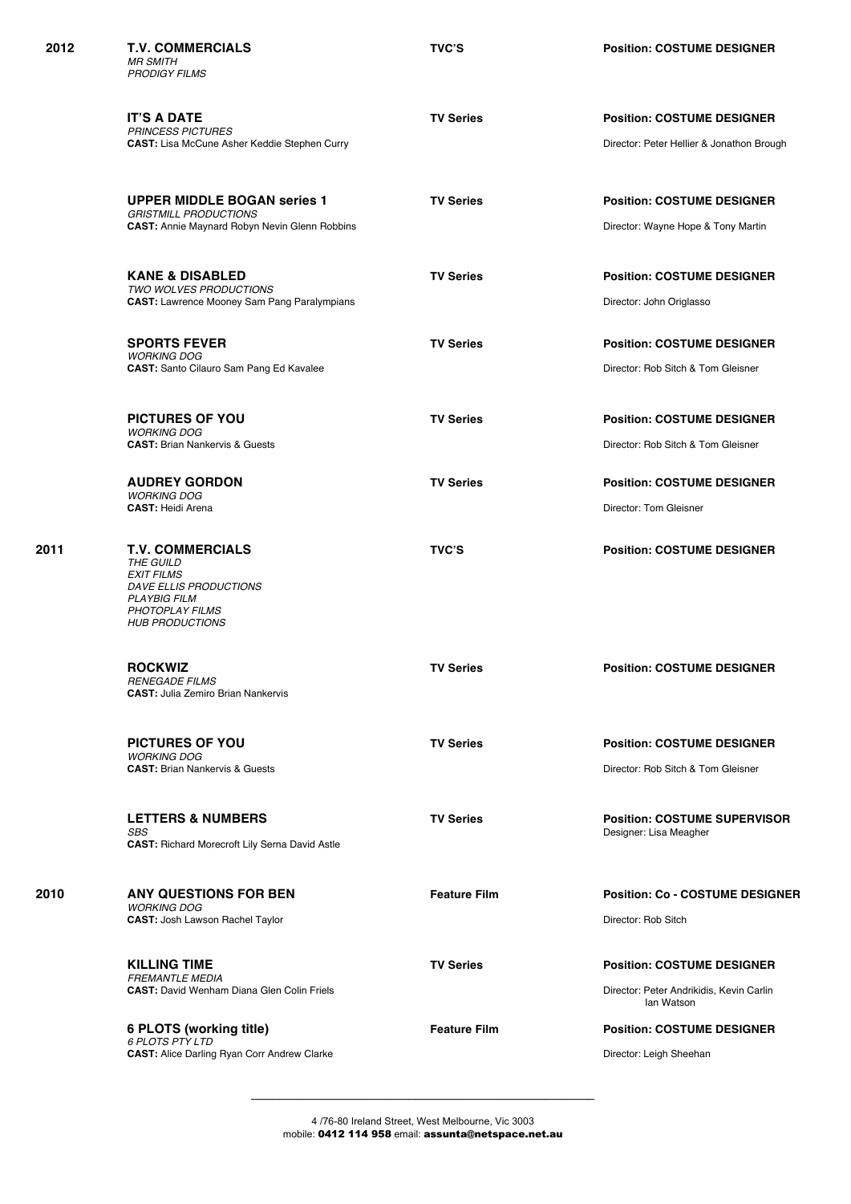**2012**

**T.V. COMMERCIALS** — TVC'S — **Position: COSTUME DESIGNER**
*MR SMITH*
*PRODIGY FILMS*

**IT'S A DATE** — TV Series — **Position: COSTUME DESIGNER**
*PRINCESS PICTURES*
**CAST:** Lisa McCune Asher Keddie Stephen Curry
Director: Peter Hellier & Jonathon Brough

**UPPER MIDDLE BOGAN series 1** — TV Series — **Position: COSTUME DESIGNER**
*GRISTMILL PRODUCTIONS*
**CAST:** Annie Maynard Robyn Nevin Glenn Robbins
Director: Wayne Hope & Tony Martin

**KANE & DISABLED** — TV Series — **Position: COSTUME DESIGNER**
*TWO WOLVES PRODUCTIONS*
**CAST:** Lawrence Mooney Sam Pang Paralympians
Director: John Origlasso

**SPORTS FEVER** — TV Series — **Position: COSTUME DESIGNER**
*WORKING DOG*
**CAST:** Santo Cilauro Sam Pang Ed Kavalee
Director: Rob Sitch & Tom Gleisner

**PICTURES OF YOU** — TV Series — **Position: COSTUME DESIGNER**
*WORKING DOG*
**CAST:** Brian Nankervis & Guests
Director: Rob Sitch & Tom Gleisner

**AUDREY GORDON** — TV Series — **Position: COSTUME DESIGNER**
*WORKING DOG*
**CAST:** Heidi Arena
Director: Tom Gleisner

**2011**

**T.V. COMMERCIALS** — TVC'S — **Position: COSTUME DESIGNER**
*THE GUILD*
*EXIT FILMS*
*DAVE ELLIS PRODUCTIONS*
*PLAYBIG FILM*
*PHOTOPLAY FILMS*
*HUB PRODUCTIONS*

**ROCKWIZ** — TV Series — **Position: COSTUME DESIGNER**
*RENEGADE FILMS*
**CAST:** Julia Zemiro Brian Nankervis

**PICTURES OF YOU** — TV Series — **Position: COSTUME DESIGNER**
*WORKING DOG*
**CAST:** Brian Nankervis & Guests
Director: Rob Sitch & Tom Gleisner

**LETTERS & NUMBERS** — TV Series — **Position: COSTUME SUPERVISOR**
*SBS*
**CAST:** Richard Morecroft Lily Serna David Astle
Designer: Lisa Meagher

**2010**

**ANY QUESTIONS FOR BEN** — Feature Film — **Position: Co - COSTUME DESIGNER**
*WORKING DOG*
**CAST:** Josh Lawson Rachel Taylor
Director: Rob Sitch

**KILLING TIME** — TV Series — **Position: COSTUME DESIGNER**
*FREMANTLE MEDIA*
**CAST:** David Wenham Diana Glen Colin Friels
Director: Peter Andrikidis, Kevin Carlin Ian Watson

**6 PLOTS (working title)** — Feature Film — **Position: COSTUME DESIGNER**
*6 PLOTS PTY LTD*
**CAST:** Alice Darling Ryan Corr Andrew Clarke
Director: Leigh Sheehan

---

4 /76-80 Ireland Street, West Melbourne, Vic 3003
mobile: **0412 114 958** email: **assunta@netspace.net.au**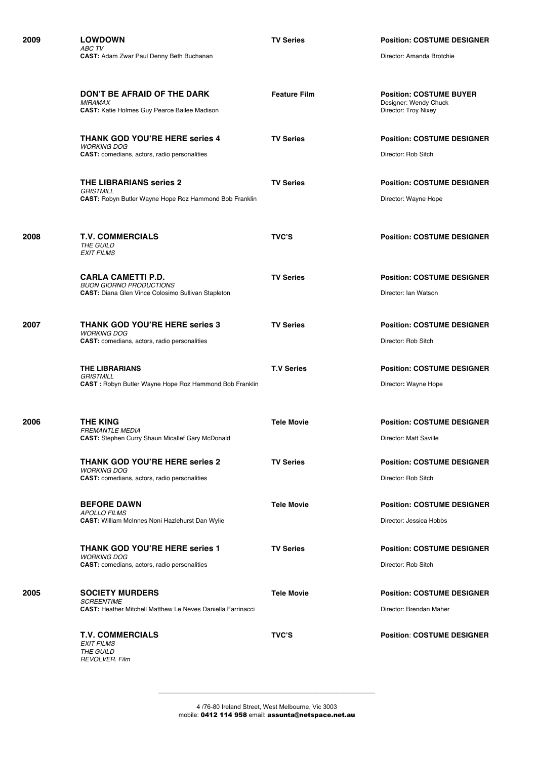| | | | |
|---|---|---|---|
| **2009** | **LOWDOWN**<br>*ABC TV*<br>**CAST:** Adam Zwar Paul Denny Beth Buchanan | **TV Series** | **Position: COSTUME DESIGNER**<br><br>Director: Amanda Brotchie |
| | **DON'T BE AFRAID OF THE DARK**<br>*MIRAMAX*<br>**CAST:** Katie Holmes Guy Pearce Bailee Madison | **Feature Film** | **Position: COSTUME BUYER**<br>Designer: Wendy Chuck<br>Director: Troy Nixey |
| | **THANK GOD YOU'RE HERE series 4**<br>*WORKING DOG*<br>**CAST:** comedians, actors, radio personalities | **TV Series** | **Position: COSTUME DESIGNER**<br><br>Director: Rob Sitch |
| | **THE LIBRARIANS series 2**<br>*GRISTMILL*<br>**CAST:** Robyn Butler Wayne Hope Roz Hammond Bob Franklin | **TV Series** | **Position: COSTUME DESIGNER**<br><br>Director: Wayne Hope |
| **2008** | **T.V. COMMERCIALS**<br>*THE GUILD*<br>*EXIT FILMS* | **TVC'S** | **Position: COSTUME DESIGNER** |
| | **CARLA CAMETTI P.D.**<br>*BUON GIORNO PRODUCTIONS*<br>**CAST:** Diana Glen Vince Colosimo Sullivan Stapleton | **TV Series** | **Position: COSTUME DESIGNER**<br><br>Director: Ian Watson |
| **2007** | **THANK GOD YOU'RE HERE series 3**<br>*WORKING DOG*<br>**CAST:** comedians, actors, radio personalities | **TV Series** | **Position: COSTUME DESIGNER**<br><br>Director: Rob Sitch |
| | **THE LIBRARIANS**<br>*GRISTMILL*<br>**CAST :** Robyn Butler Wayne Hope Roz Hammond Bob Franklin | **T.V Series** | **Position: COSTUME DESIGNER**<br><br>Director**:** Wayne Hope |
| **2006** | **THE KING**<br>*FREMANTLE MEDIA*<br>**CAST:** Stephen Curry Shaun Micallef Gary McDonald | **Tele Movie** | **Position: COSTUME DESIGNER**<br><br>Director: Matt Saville |
| | **THANK GOD YOU'RE HERE series 2**<br>*WORKING DOG*<br>**CAST:** comedians, actors, radio personalities | **TV Series** | **Position: COSTUME DESIGNER**<br><br>Director: Rob Sitch |
| | **BEFORE DAWN**<br>*APOLLO FILMS*<br>**CAST:** William McInnes Noni Hazlehurst Dan Wylie | **Tele Movie** | **Position: COSTUME DESIGNER**<br><br>Director: Jessica Hobbs |
| | **THANK GOD YOU'RE HERE series 1**<br>*WORKING DOG*<br>**CAST:** comedians, actors, radio personalities | **TV Series** | **Position: COSTUME DESIGNER**<br><br>Director: Rob Sitch |
| **2005** | **SOCIETY MURDERS**<br>*SCREENTIME*<br>**CAST:** Heather Mitchell Matthew Le Neves Daniella Farrinacci | **Tele Movie** | **Position: COSTUME DESIGNER**<br><br>Director: Brendan Maher |
| | **T.V. COMMERCIALS**<br>*EXIT FILMS*<br>*THE GUILD*<br>*REVOLVER. Film* | **TVC'S** | **Position**: **COSTUME DESIGNER** |

4 /76-80 Ireland Street, West Melbourne, Vic 3003
mobile: **0412 114 958** email: **assunta@netspace.net.au**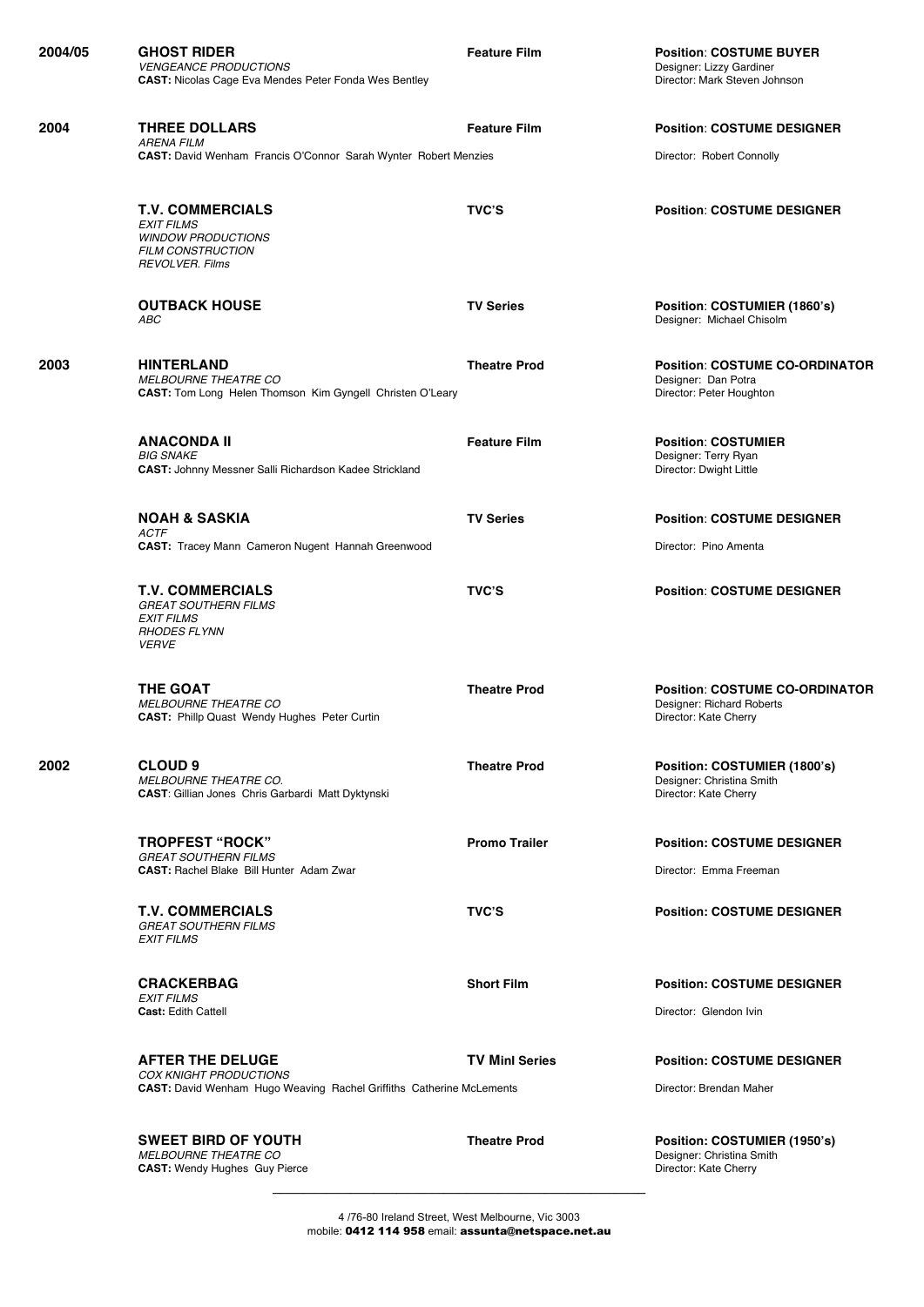**2004/05**

**GHOST RIDER** — **Feature Film** — **Position: COSTUME BUYER**
*VENGEANCE PRODUCTIONS*
**CAST:** Nicolas Cage Eva Mendes Peter Fonda Wes Bentley
Designer: Lizzy Gardiner
Director: Mark Steven Johnson

**2004**

**THREE DOLLARS** — **Feature Film** — **Position: COSTUME DESIGNER**
*ARENA FILM*
**CAST:** David Wenham Francis O'Connor Sarah Wynter Robert Menzies
Director: Robert Connolly

**T.V. COMMERCIALS** — **TVC'S** — **Position: COSTUME DESIGNER**
*EXIT FILMS*
*WINDOW PRODUCTIONS*
*FILM CONSTRUCTION*
*REVOLVER. Films*

**OUTBACK HOUSE** — **TV Series** — **Position: COSTUMIER (1860's)**
*ABC*
Designer: Michael Chisolm

**2003**

**HINTERLAND** — **Theatre Prod** — **Position: COSTUME CO-ORDINATOR**
*MELBOURNE THEATRE CO*
**CAST:** Tom Long Helen Thomson Kim Gyngell Christen O'Leary
Designer: Dan Potra
Director: Peter Houghton

**ANACONDA II** — **Feature Film** — **Position: COSTUMIER**
*BIG SNAKE*
**CAST:** Johnny Messner Salli Richardson Kadee Strickland
Designer: Terry Ryan
Director: Dwight Little

**NOAH & SASKIA** — **TV Series** — **Position: COSTUME DESIGNER**
*ACTF*
**CAST:** Tracey Mann Cameron Nugent Hannah Greenwood
Director: Pino Amenta

**T.V. COMMERCIALS** — **TVC'S** — **Position: COSTUME DESIGNER**
*GREAT SOUTHERN FILMS*
*EXIT FILMS*
*RHODES FLYNN*
*VERVE*

**THE GOAT** — **Theatre Prod** — **Position: COSTUME CO-ORDINATOR**
*MELBOURNE THEATRE CO*
**CAST:** Phillp Quast Wendy Hughes Peter Curtin
Designer: Richard Roberts
Director: Kate Cherry

**2002**

**CLOUD 9** — **Theatre Prod** — **Position: COSTUMIER (1800's)**
*MELBOURNE THEATRE CO.*
**CAST**: Gillian Jones Chris Garbardi Matt Dyktynski
Designer: Christina Smith
Director: Kate Cherry

**TROPFEST "ROCK"** — **Promo Trailer** — **Position: COSTUME DESIGNER**
*GREAT SOUTHERN FILMS*
**CAST:** Rachel Blake Bill Hunter Adam Zwar
Director: Emma Freeman

**T.V. COMMERCIALS** — **TVC'S** — **Position: COSTUME DESIGNER**
*GREAT SOUTHERN FILMS*
*EXIT FILMS*

**CRACKERBAG** — **Short Film** — **Position: COSTUME DESIGNER**
*EXIT FILMS*
**Cast:** Edith Cattell
Director: Glendon Ivin

**AFTER THE DELUGE** — **TV Mini Series** — **Position: COSTUME DESIGNER**
*COX KNIGHT PRODUCTIONS*
**CAST:** David Wenham Hugo Weaving Rachel Griffiths Catherine McLements
Director: Brendan Maher

**SWEET BIRD OF YOUTH** — **Theatre Prod** — **Position: COSTUMIER (1950's)**
*MELBOURNE THEATRE CO*
**CAST:** Wendy Hughes Guy Pierce
Designer: Christina Smith
Director: Kate Cherry

---

4 /76-80 Ireland Street, West Melbourne, Vic 3003
mobile: **0412 114 958** email: **assunta@netspace.net.au**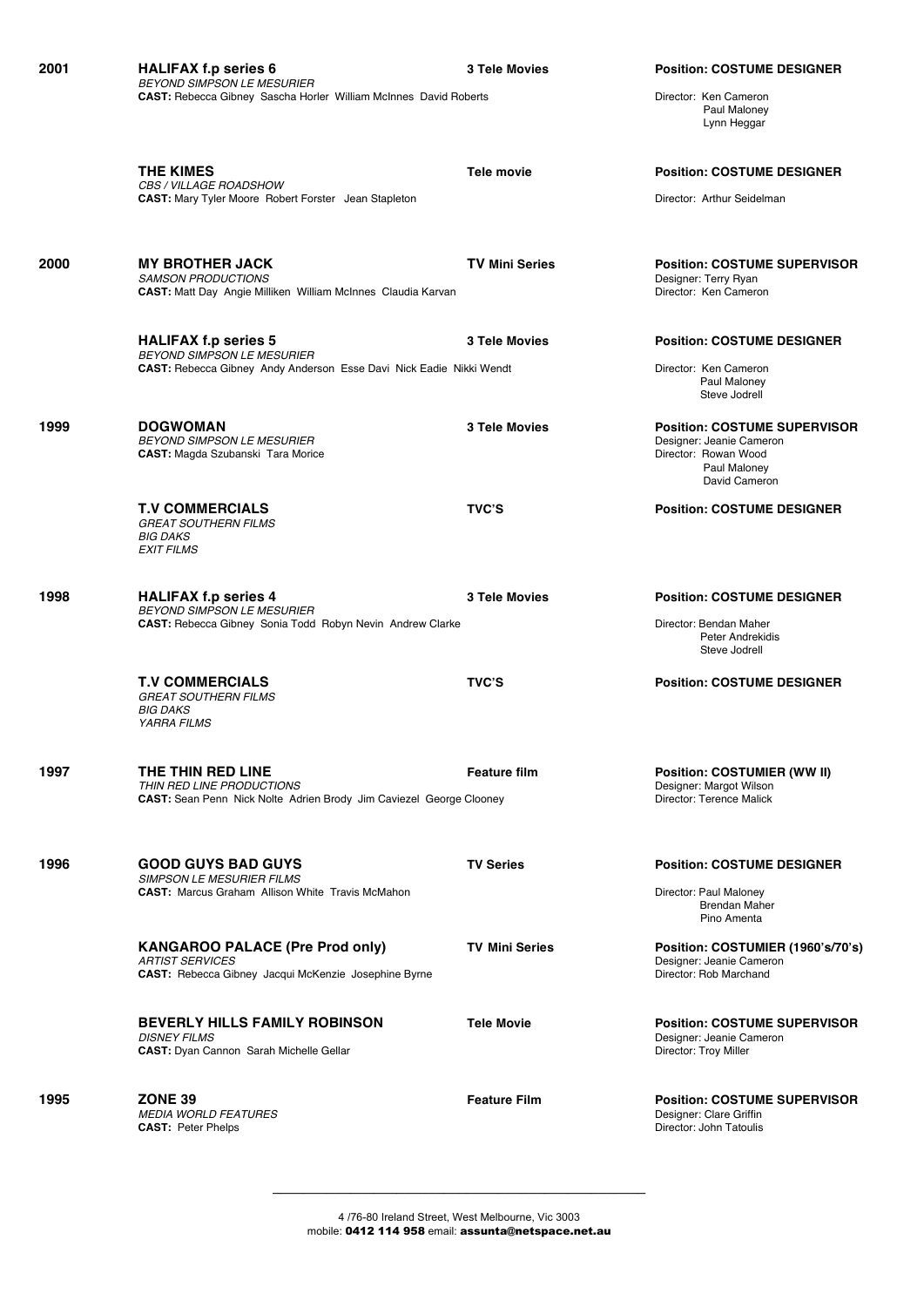## 2001

**HALIFAX f.p series 6** — **3 Tele Movies** — **Position: COSTUME DESIGNER**
*BEYOND SIMPSON LE MESURIER*
**CAST:** Rebecca Gibney Sascha Horler William McInnes David Roberts
Director: Ken Cameron
Paul Maloney
Lynn Heggar

**THE KIMES** — **Tele movie** — **Position: COSTUME DESIGNER**
*CBS / VILLAGE ROADSHOW*
**CAST:** Mary Tyler Moore Robert Forster Jean Stapleton
Director: Arthur Seidelman

## 2000

**MY BROTHER JACK** — **TV Mini Series** — **Position: COSTUME SUPERVISOR**
*SAMSON PRODUCTIONS*
**CAST:** Matt Day Angie Milliken William McInnes Claudia Karvan
Designer: Terry Ryan
Director: Ken Cameron

**HALIFAX f.p series 5** — **3 Tele Movies** — **Position: COSTUME DESIGNER**
*BEYOND SIMPSON LE MESURIER*
**CAST:** Rebecca Gibney Andy Anderson Esse Davi Nick Eadie Nikki Wendt
Director: Ken Cameron
Paul Maloney
Steve Jodrell

## 1999

**DOGWOMAN** — **3 Tele Movies** — **Position: COSTUME SUPERVISOR**
*BEYOND SIMPSON LE MESURIER*
**CAST:** Magda Szubanski Tara Morice
Designer: Jeanie Cameron
Director: Rowan Wood
Paul Maloney
David Cameron

**T.V COMMERCIALS** — **TVC'S** — **Position: COSTUME DESIGNER**
*GREAT SOUTHERN FILMS*
*BIG DAKS*
*EXIT FILMS*

## 1998

**HALIFAX f.p series 4** — **3 Tele Movies** — **Position: COSTUME DESIGNER**
*BEYOND SIMPSON LE MESURIER*
**CAST:** Rebecca Gibney Sonia Todd Robyn Nevin Andrew Clarke
Director: Bendan Maher
Peter Andrekidis
Steve Jodrell

**T.V COMMERCIALS** — **TVC'S** — **Position: COSTUME DESIGNER**
*GREAT SOUTHERN FILMS*
*BIG DAKS*
*YARRA FILMS*

## 1997

**THE THIN RED LINE** — **Feature film** — **Position: COSTUMIER (WW II)**
*THIN RED LINE PRODUCTIONS*
**CAST:** Sean Penn Nick Nolte Adrien Brody Jim Caviezel George Clooney
Designer: Margot Wilson
Director: Terence Malick

## 1996

**GOOD GUYS BAD GUYS** — **TV Series** — **Position: COSTUME DESIGNER**
*SIMPSON LE MESURIER FILMS*
**CAST:** Marcus Graham Allison White Travis McMahon
Director: Paul Maloney
Brendan Maher
Pino Amenta

**KANGAROO PALACE (Pre Prod only)** — **TV Mini Series** — **Position: COSTUMIER (1960's/70's)**
*ARTIST SERVICES*
**CAST:** Rebecca Gibney Jacqui McKenzie Josephine Byrne
Designer: Jeanie Cameron
Director: Rob Marchand

**BEVERLY HILLS FAMILY ROBINSON** — **Tele Movie** — **Position: COSTUME SUPERVISOR**
*DISNEY FILMS*
**CAST:** Dyan Cannon Sarah Michelle Gellar
Designer: Jeanie Cameron
Director: Troy Miller

## 1995

**ZONE 39** — **Feature Film** — **Position: COSTUME SUPERVISOR**
*MEDIA WORLD FEATURES*
**CAST:** Peter Phelps
Designer: Clare Griffin
Director: John Tatoulis

---

4 /76-80 Ireland Street, West Melbourne, Vic 3003
mobile: **0412 114 958** email: **assunta@netspace.net.au**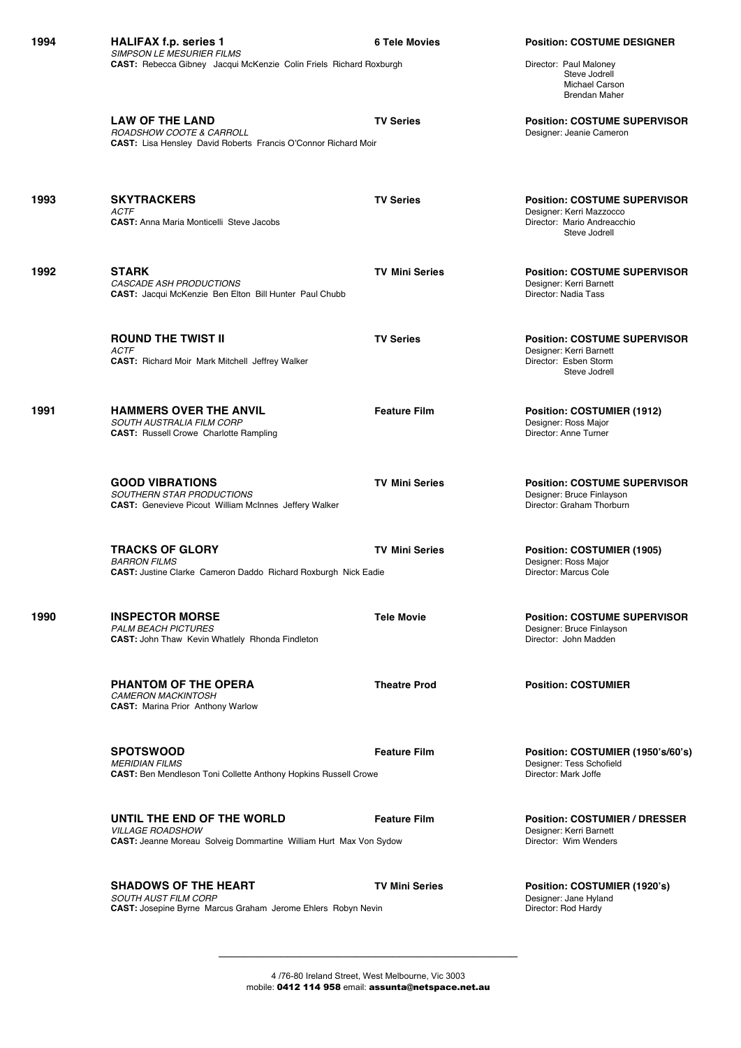**1994**

**HALIFAX f.p. series 1** — **6 Tele Movies** — **Position: COSTUME DESIGNER**
*SIMPSON LE MESURIER FILMS*
**CAST:** Rebecca Gibney Jacqui McKenzie Colin Friels Richard Roxburgh
Director: Paul Maloney
Steve Jodrell
Michael Carson
Brendan Maher

**LAW OF THE LAND** — **TV Series** — **Position: COSTUME SUPERVISOR**
*ROADSHOW COOTE & CARROLL*
**CAST:** Lisa Hensley David Roberts Francis O'Connor Richard Moir
Designer: Jeanie Cameron

**1993**

**SKYTRACKERS** — **TV Series** — **Position: COSTUME SUPERVISOR**
*ACTF*
**CAST:** Anna Maria Monticelli Steve Jacobs
Designer: Kerri Mazzocco
Director: Mario Andreacchio
Steve Jodrell

**1992**

**STARK** — **TV Mini Series** — **Position: COSTUME SUPERVISOR**
*CASCADE ASH PRODUCTIONS*
**CAST:** Jacqui McKenzie Ben Elton Bill Hunter Paul Chubb
Designer: Kerri Barnett
Director: Nadia Tass

**ROUND THE TWIST II** — **TV Series** — **Position: COSTUME SUPERVISOR**
*ACTF*
**CAST:** Richard Moir Mark Mitchell Jeffrey Walker
Designer: Kerri Barnett
Director: Esben Storm
Steve Jodrell

**1991**

**HAMMERS OVER THE ANVIL** — **Feature Film** — **Position: COSTUMIER (1912)**
*SOUTH AUSTRALIA FILM CORP*
**CAST:** Russell Crowe Charlotte Rampling
Designer: Ross Major
Director: Anne Turner

**GOOD VIBRATIONS** — **TV Mini Series** — **Position: COSTUME SUPERVISOR**
*SOUTHERN STAR PRODUCTIONS*
**CAST:** Genevieve Picout William McInnes Jeffery Walker
Designer: Bruce Finlayson
Director: Graham Thorburn

**TRACKS OF GLORY** — **TV Mini Series** — **Position: COSTUMIER (1905)**
*BARRON FILMS*
**CAST:** Justine Clarke Cameron Daddo Richard Roxburgh Nick Eadie
Designer: Ross Major
Director: Marcus Cole

**1990**

**INSPECTOR MORSE** — **Tele Movie** — **Position: COSTUME SUPERVISOR**
*PALM BEACH PICTURES*
**CAST:** John Thaw Kevin Whatley Rhonda Findleton
Designer: Bruce Finlayson
Director: John Madden

**PHANTOM OF THE OPERA** — **Theatre Prod** — **Position: COSTUMIER**
*CAMERON MACKINTOSH*
**CAST:** Marina Prior Anthony Warlow

**SPOTSWOOD** — **Feature Film** — **Position: COSTUMIER (1950's/60's)**
*MERIDIAN FILMS*
**CAST:** Ben Mendleson Toni Collette Anthony Hopkins Russell Crowe
Designer: Tess Schofield
Director: Mark Joffe

**UNTIL THE END OF THE WORLD** — **Feature Film** — **Position: COSTUMIER / DRESSER**
*VILLAGE ROADSHOW*
**CAST:** Jeanne Moreau Solveig Dommartine William Hurt Max Von Sydow
Designer: Kerri Barnett
Director: Wim Wenders

**SHADOWS OF THE HEART** — **TV Mini Series** — **Position: COSTUMIER (1920's)**
*SOUTH AUST FILM CORP*
**CAST:** Josepine Byrne Marcus Graham Jerome Ehlers Robyn Nevin
Designer: Jane Hyland
Director: Rod Hardy

4 /76-80 Ireland Street, West Melbourne, Vic 3003
mobile: **0412 114 958** email: **assunta@netspace.net.au**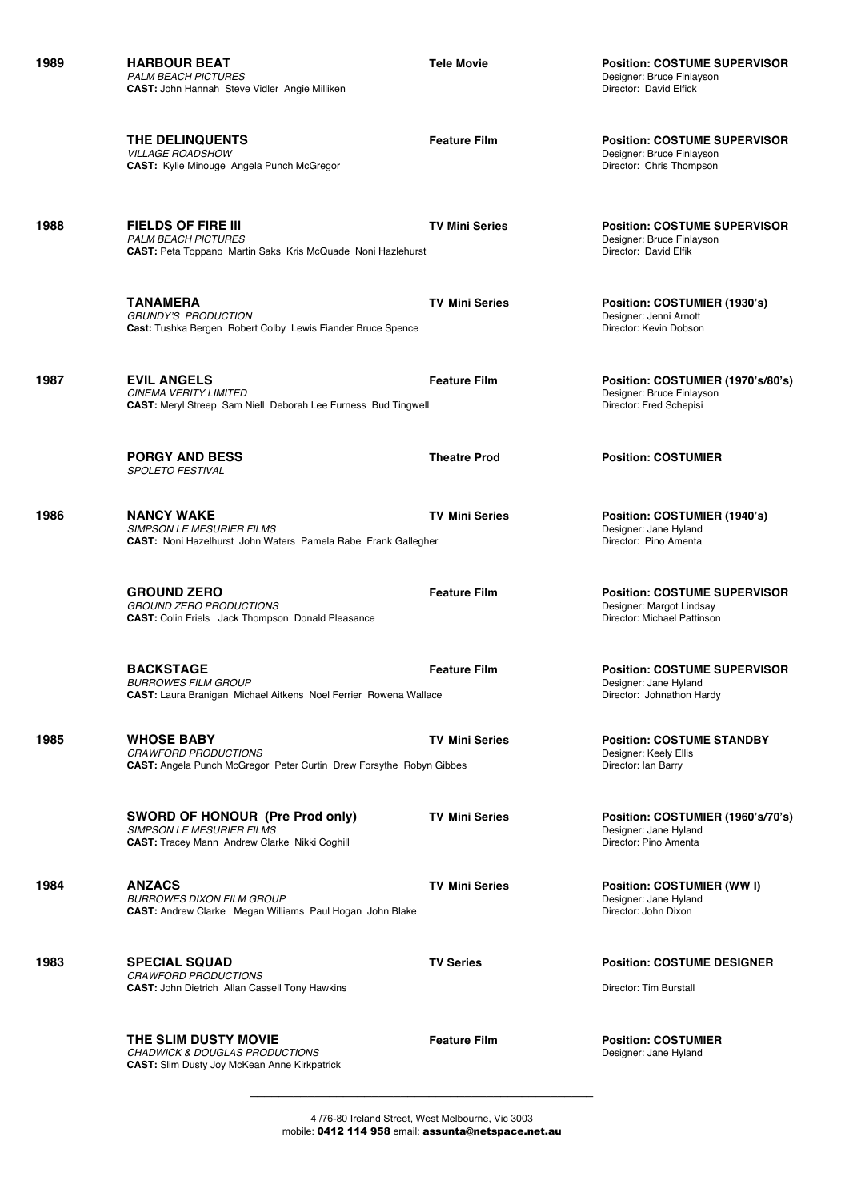**1989**

**HARBOUR BEAT** — **Tele Movie**
*PALM BEACH PICTURES*
**CAST:** John Hannah Steve Vidler Angie Milliken

**Position: COSTUME SUPERVISOR**
Designer: Bruce Finlayson
Director: David Elfick

**THE DELINQUENTS** — **Feature Film**
*VILLAGE ROADSHOW*
**CAST:** Kylie Minouge Angela Punch McGregor

**Position: COSTUME SUPERVISOR**
Designer: Bruce Finlayson
Director: Chris Thompson

**1988**

**FIELDS OF FIRE III** — **TV Mini Series**
*PALM BEACH PICTURES*
**CAST:** Peta Toppano Martin Saks Kris McQuade Noni Hazlehurst

**Position: COSTUME SUPERVISOR**
Designer: Bruce Finlayson
Director: David Elfik

**TANAMERA** — **TV Mini Series**
*GRUNDY'S PRODUCTION*
**Cast:** Tushka Bergen Robert Colby Lewis Fiander Bruce Spence

**Position: COSTUMIER (1930's)**
Designer: Jenni Arnott
Director: Kevin Dobson

**1987**

**EVIL ANGELS** — **Feature Film**
*CINEMA VERITY LIMITED*
**CAST:** Meryl Streep Sam Niell Deborah Lee Furness Bud Tingwell

**Position: COSTUMIER (1970's/80's)**
Designer: Bruce Finlayson
Director: Fred Schepisi

**PORGY AND BESS** — **Theatre Prod**
*SPOLETO FESTIVAL*

**Position: COSTUMIER**

**1986**

**NANCY WAKE** — **TV Mini Series**
*SIMPSON LE MESURIER FILMS*
**CAST:** Noni Hazelhurst John Waters Pamela Rabe Frank Gallegher

**Position: COSTUMIER (1940's)**
Designer: Jane Hyland
Director: Pino Amenta

**GROUND ZERO** — **Feature Film**
*GROUND ZERO PRODUCTIONS*
**CAST:** Colin Friels Jack Thompson Donald Pleasance

**Position: COSTUME SUPERVISOR**
Designer: Margot Lindsay
Director: Michael Pattinson

**BACKSTAGE** — **Feature Film**
*BURROWES FILM GROUP*
**CAST:** Laura Branigan Michael Aitkens Noel Ferrier Rowena Wallace

**Position: COSTUME SUPERVISOR**
Designer: Jane Hyland
Director: Johnathon Hardy

**1985**

**WHOSE BABY** — **TV Mini Series**
*CRAWFORD PRODUCTIONS*
**CAST:** Angela Punch McGregor Peter Curtin Drew Forsythe Robyn Gibbes

**Position: COSTUME STANDBY**
Designer: Keely Ellis
Director: Ian Barry

**SWORD OF HONOUR (Pre Prod only)** — **TV Mini Series**
*SIMPSON LE MESURIER FILMS*
**CAST:** Tracey Mann Andrew Clarke Nikki Coghill

**Position: COSTUMIER (1960's/70's)**
Designer: Jane Hyland
Director: Pino Amenta

**1984**

**ANZACS** — **TV Mini Series**
*BURROWES DIXON FILM GROUP*
**CAST:** Andrew Clarke Megan Williams Paul Hogan John Blake

**Position: COSTUMIER (WW I)**
Designer: Jane Hyland
Director: John Dixon

**1983**

**SPECIAL SQUAD** — **TV Series**
*CRAWFORD PRODUCTIONS*
**CAST:** John Dietrich Allan Cassell Tony Hawkins

**Position: COSTUME DESIGNER**
Director: Tim Burstall

**THE SLIM DUSTY MOVIE** — **Feature Film**
*CHADWICK & DOUGLAS PRODUCTIONS*
**CAST:** Slim Dusty Joy McKean Anne Kirkpatrick

**Position: COSTUMIER**
Designer: Jane Hyland

---

4 /76-80 Ireland Street, West Melbourne, Vic 3003
mobile: **0412 114 958** email: **assunta@netspace.net.au**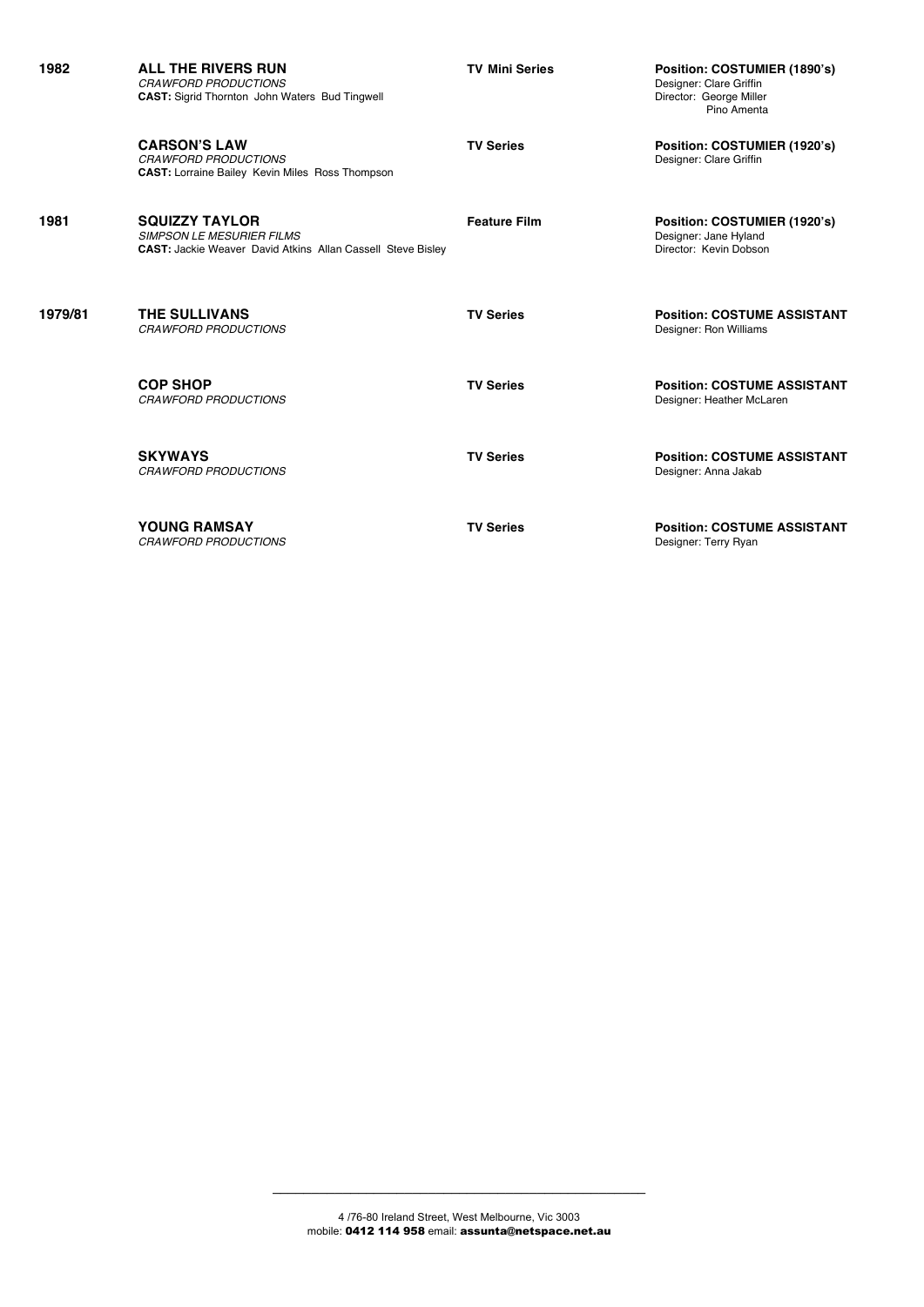| | | | |
|---|---|---|---|
| **1982** | **ALL THE RIVERS RUN**<br>*CRAWFORD PRODUCTIONS*<br>**CAST:** Sigrid Thornton John Waters Bud Tingwell | **TV Mini Series** | **Position: COSTUMIER (1890's)**<br>Designer: Clare Griffin<br>Director: George Miller<br>Pino Amenta |
| | **CARSON'S LAW**<br>*CRAWFORD PRODUCTIONS*<br>**CAST:** Lorraine Bailey Kevin Miles Ross Thompson | **TV Series** | **Position: COSTUMIER (1920's)**<br>Designer: Clare Griffin |
| **1981** | **SQUIZZY TAYLOR**<br>*SIMPSON LE MESURIER FILMS*<br>**CAST:** Jackie Weaver David Atkins Allan Cassell Steve Bisley | **Feature Film** | **Position: COSTUMIER (1920's)**<br>Designer: Jane Hyland<br>Director: Kevin Dobson |
| **1979/81** | **THE SULLIVANS**<br>*CRAWFORD PRODUCTIONS* | **TV Series** | **Position: COSTUME ASSISTANT**<br>Designer: Ron Williams |
| | **COP SHOP**<br>*CRAWFORD PRODUCTIONS* | **TV Series** | **Position: COSTUME ASSISTANT**<br>Designer: Heather McLaren |
| | **SKYWAYS**<br>*CRAWFORD PRODUCTIONS* | **TV Series** | **Position: COSTUME ASSISTANT**<br>Designer: Anna Jakab |
| | **YOUNG RAMSAY**<br>*CRAWFORD PRODUCTIONS* | **TV Series** | **Position: COSTUME ASSISTANT**<br>Designer: Terry Ryan |

4 /76-80 Ireland Street, West Melbourne, Vic 3003
mobile: **0412 114 958** email: **assunta@netspace.net.au**